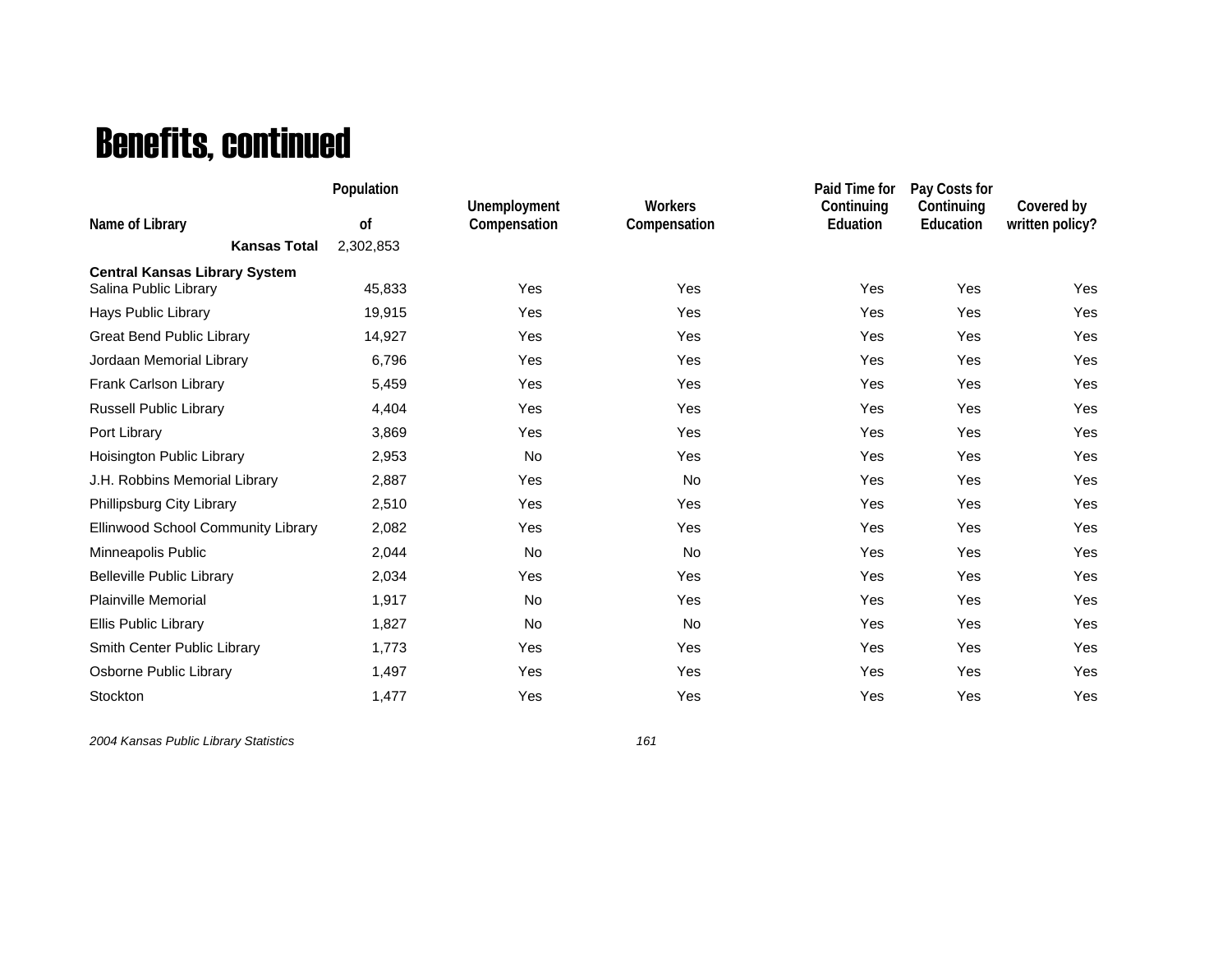# Benefits, continued

| Name of Library | Population of | Unemployment Compensation | Workers Compensation | Paid Time for Continuing Eduation | Pay Costs for Continuing Education | Covered by written policy? |
|---|---|---|---|---|---|---|
| **Kansas Total** | 2,302,853 | | | | | |
| **Central Kansas Library System** | | | | | | |
| Salina Public Library | 45,833 | Yes | Yes | Yes | Yes | Yes |
| Hays Public Library | 19,915 | Yes | Yes | Yes | Yes | Yes |
| Great Bend Public Library | 14,927 | Yes | Yes | Yes | Yes | Yes |
| Jordaan Memorial Library | 6,796 | Yes | Yes | Yes | Yes | Yes |
| Frank Carlson Library | 5,459 | Yes | Yes | Yes | Yes | Yes |
| Russell Public Library | 4,404 | Yes | Yes | Yes | Yes | Yes |
| Port Library | 3,869 | Yes | Yes | Yes | Yes | Yes |
| Hoisington Public Library | 2,953 | No | Yes | Yes | Yes | Yes |
| J.H. Robbins Memorial Library | 2,887 | Yes | No | Yes | Yes | Yes |
| Phillipsburg City Library | 2,510 | Yes | Yes | Yes | Yes | Yes |
| Ellinwood School Community Library | 2,082 | Yes | Yes | Yes | Yes | Yes |
| Minneapolis Public | 2,044 | No | No | Yes | Yes | Yes |
| Belleville Public Library | 2,034 | Yes | Yes | Yes | Yes | Yes |
| Plainville Memorial | 1,917 | No | Yes | Yes | Yes | Yes |
| Ellis Public Library | 1,827 | No | No | Yes | Yes | Yes |
| Smith Center Public Library | 1,773 | Yes | Yes | Yes | Yes | Yes |
| Osborne Public Library | 1,497 | Yes | Yes | Yes | Yes | Yes |
| Stockton | 1,477 | Yes | Yes | Yes | Yes | Yes |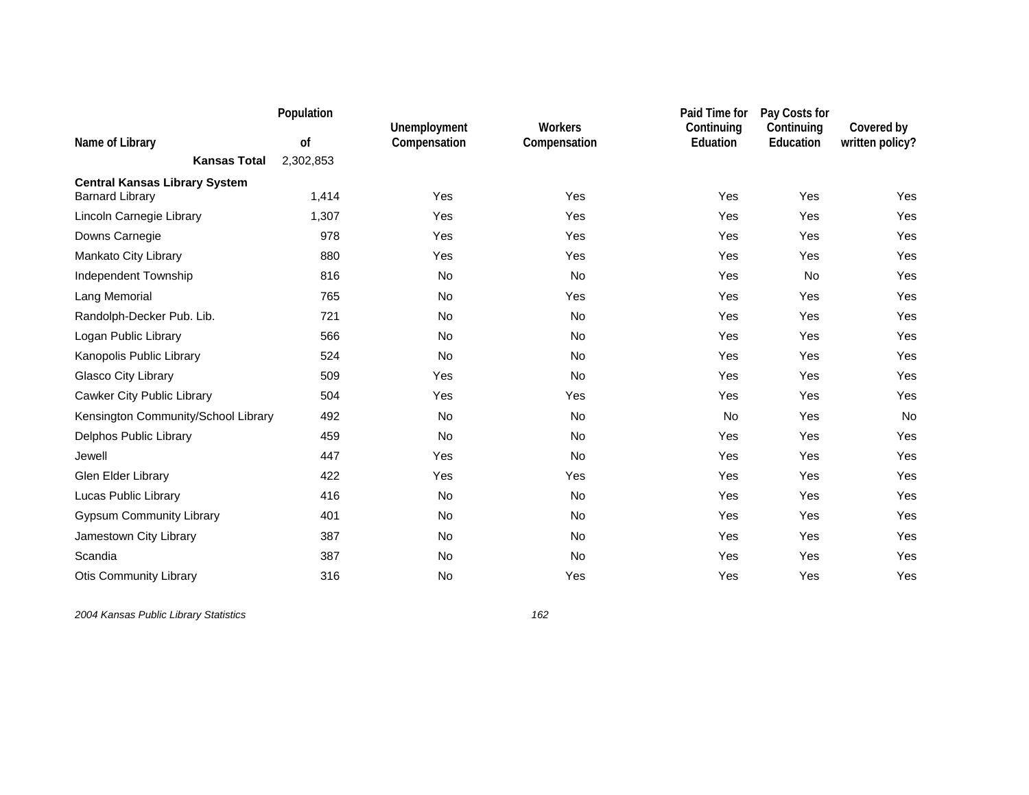| Name of Library | Population of | Unemployment Compensation | Workers Compensation | Paid Time for Continuing Eduation | Pay Costs for Continuing Education | Covered by written policy? |
|---|---|---|---|---|---|---|
| **Kansas Total** | 2,302,853 | | | | | |
| **Central Kansas Library System** | | | | | | |
| Barnard Library | 1,414 | Yes | Yes | Yes | Yes | Yes |
| Lincoln Carnegie Library | 1,307 | Yes | Yes | Yes | Yes | Yes |
| Downs Carnegie | 978 | Yes | Yes | Yes | Yes | Yes |
| Mankato City Library | 880 | Yes | Yes | Yes | Yes | Yes |
| Independent Township | 816 | No | No | Yes | No | Yes |
| Lang Memorial | 765 | No | Yes | Yes | Yes | Yes |
| Randolph-Decker Pub. Lib. | 721 | No | No | Yes | Yes | Yes |
| Logan Public Library | 566 | No | No | Yes | Yes | Yes |
| Kanopolis Public Library | 524 | No | No | Yes | Yes | Yes |
| Glasco City Library | 509 | Yes | No | Yes | Yes | Yes |
| Cawker City Public Library | 504 | Yes | Yes | Yes | Yes | Yes |
| Kensington Community/School Library | 492 | No | No | No | Yes | No |
| Delphos Public Library | 459 | No | No | Yes | Yes | Yes |
| Jewell | 447 | Yes | No | Yes | Yes | Yes |
| Glen Elder Library | 422 | Yes | Yes | Yes | Yes | Yes |
| Lucas Public Library | 416 | No | No | Yes | Yes | Yes |
| Gypsum Community Library | 401 | No | No | Yes | Yes | Yes |
| Jamestown City Library | 387 | No | No | Yes | Yes | Yes |
| Scandia | 387 | No | No | Yes | Yes | Yes |
| Otis Community Library | 316 | No | Yes | Yes | Yes | Yes |

*2004 Kansas Public Library Statistics*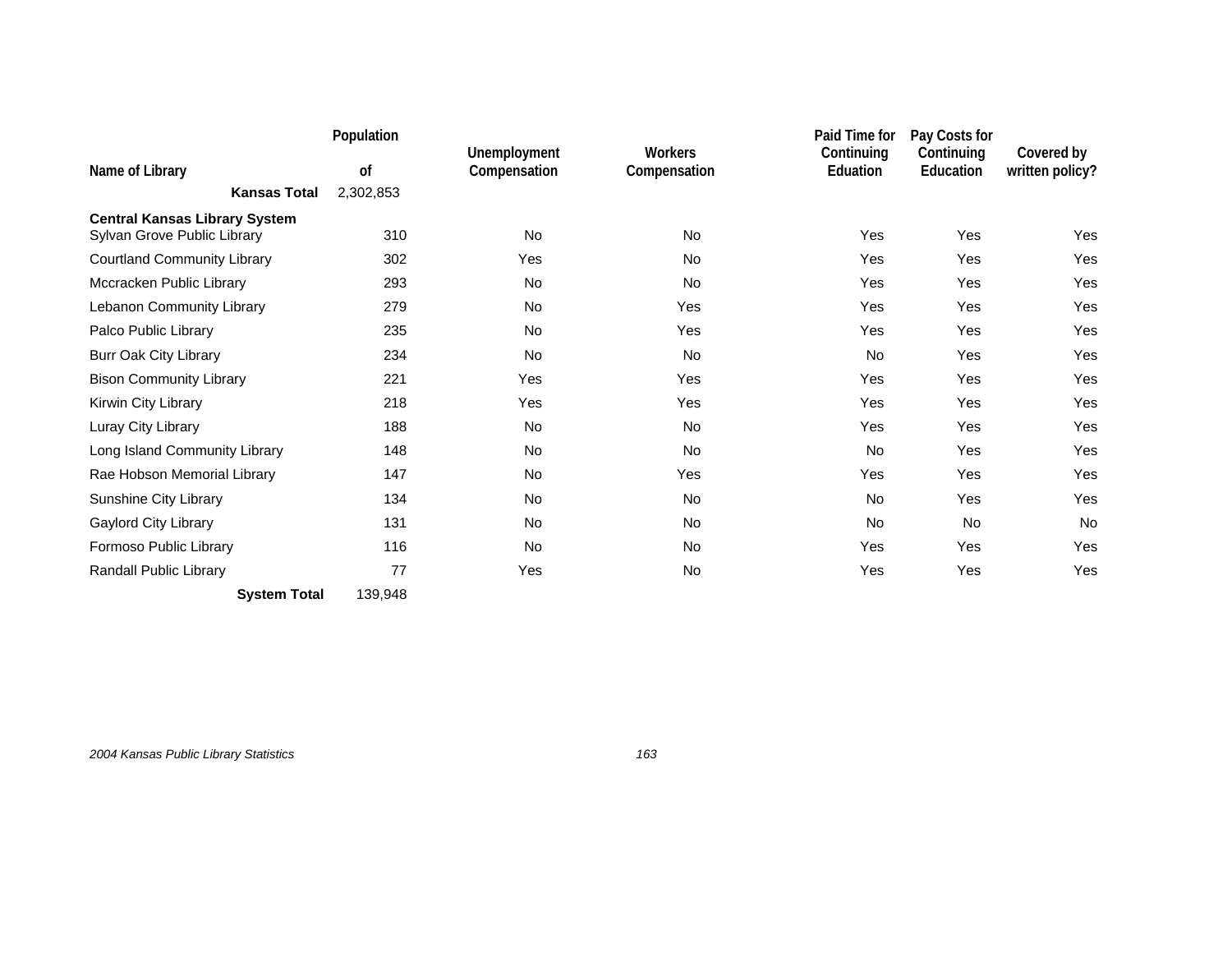| Name of Library | Population of | Unemployment Compensation | Workers Compensation | Paid Time for Continuing Eduation | Pay Costs for Continuing Education | Covered by written policy? |
|---|---|---|---|---|---|---|
| **Kansas Total** | 2,302,853 | | | | | |
| **Central Kansas Library System** | | | | | | |
| Sylvan Grove Public Library | 310 | No | No | Yes | Yes | Yes |
| Courtland Community Library | 302 | Yes | No | Yes | Yes | Yes |
| Mccracken Public Library | 293 | No | No | Yes | Yes | Yes |
| Lebanon Community Library | 279 | No | Yes | Yes | Yes | Yes |
| Palco Public Library | 235 | No | Yes | Yes | Yes | Yes |
| Burr Oak City Library | 234 | No | No | No | Yes | Yes |
| Bison Community Library | 221 | Yes | Yes | Yes | Yes | Yes |
| Kirwin City Library | 218 | Yes | Yes | Yes | Yes | Yes |
| Luray City Library | 188 | No | No | Yes | Yes | Yes |
| Long Island Community Library | 148 | No | No | No | Yes | Yes |
| Rae Hobson Memorial Library | 147 | No | Yes | Yes | Yes | Yes |
| Sunshine City Library | 134 | No | No | No | Yes | Yes |
| Gaylord City Library | 131 | No | No | No | No | No |
| Formoso Public Library | 116 | No | No | Yes | Yes | Yes |
| Randall Public Library | 77 | Yes | No | Yes | Yes | Yes |
| **System Total** | 139,948 | | | | | |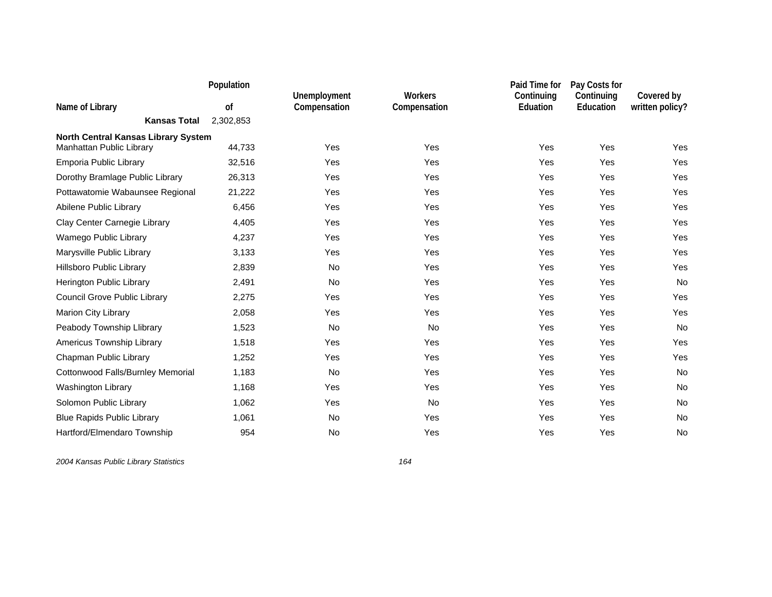| Name of Library | Population of | Unemployment Compensation | Workers Compensation | Paid Time for Continuing Eduation | Pay Costs for Continuing Education | Covered by written policy? |
|---|---|---|---|---|---|---|
| **Kansas Total** | 2,302,853 | | | | | |
| **North Central Kansas Library System** | | | | | | |
| Manhattan Public Library | 44,733 | Yes | Yes | Yes | Yes | Yes |
| Emporia Public Library | 32,516 | Yes | Yes | Yes | Yes | Yes |
| Dorothy Bramlage Public Library | 26,313 | Yes | Yes | Yes | Yes | Yes |
| Pottawatomie Wabaunsee Regional | 21,222 | Yes | Yes | Yes | Yes | Yes |
| Abilene Public Library | 6,456 | Yes | Yes | Yes | Yes | Yes |
| Clay Center Carnegie Library | 4,405 | Yes | Yes | Yes | Yes | Yes |
| Wamego Public Library | 4,237 | Yes | Yes | Yes | Yes | Yes |
| Marysville Public Library | 3,133 | Yes | Yes | Yes | Yes | Yes |
| Hillsboro Public Library | 2,839 | No | Yes | Yes | Yes | Yes |
| Herington Public Library | 2,491 | No | Yes | Yes | Yes | No |
| Council Grove Public Library | 2,275 | Yes | Yes | Yes | Yes | Yes |
| Marion City Library | 2,058 | Yes | Yes | Yes | Yes | Yes |
| Peabody Township Llibrary | 1,523 | No | No | Yes | Yes | No |
| Americus Township Library | 1,518 | Yes | Yes | Yes | Yes | Yes |
| Chapman Public Library | 1,252 | Yes | Yes | Yes | Yes | Yes |
| Cottonwood Falls/Burnley Memorial | 1,183 | No | Yes | Yes | Yes | No |
| Washington Library | 1,168 | Yes | Yes | Yes | Yes | No |
| Solomon Public Library | 1,062 | Yes | No | Yes | Yes | No |
| Blue Rapids Public Library | 1,061 | No | Yes | Yes | Yes | No |
| Hartford/Elmendaro Township | 954 | No | Yes | Yes | Yes | No |

*2004 Kansas Public Library Statistics*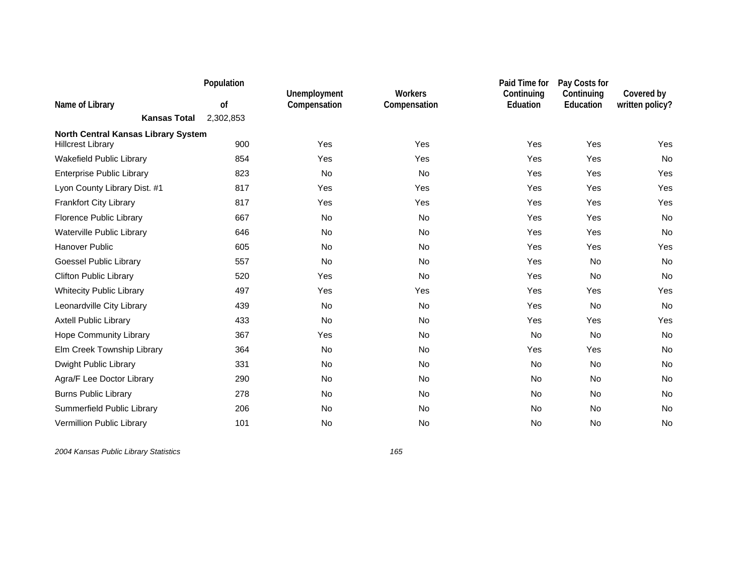| Name of Library | Population of | Unemployment Compensation | Workers Compensation | Paid Time for Continuing Eduation | Pay Costs for Continuing Education | Covered by written policy? |
|---|---|---|---|---|---|---|
| **Kansas Total** | 2,302,853 | | | | | |
| **North Central Kansas Library System** | | | | | | |
| Hillcrest Library | 900 | Yes | Yes | Yes | Yes | Yes |
| Wakefield Public Library | 854 | Yes | Yes | Yes | Yes | No |
| Enterprise Public Library | 823 | No | No | Yes | Yes | Yes |
| Lyon County Library Dist. #1 | 817 | Yes | Yes | Yes | Yes | Yes |
| Frankfort City Library | 817 | Yes | Yes | Yes | Yes | Yes |
| Florence Public Library | 667 | No | No | Yes | Yes | No |
| Waterville Public Library | 646 | No | No | Yes | Yes | No |
| Hanover Public | 605 | No | No | Yes | Yes | Yes |
| Goessel Public Library | 557 | No | No | Yes | No | No |
| Clifton Public Library | 520 | Yes | No | Yes | No | No |
| Whitecity Public Library | 497 | Yes | Yes | Yes | Yes | Yes |
| Leonardville City Library | 439 | No | No | Yes | No | No |
| Axtell Public Library | 433 | No | No | Yes | Yes | Yes |
| Hope Community Library | 367 | Yes | No | No | No | No |
| Elm Creek Township Library | 364 | No | No | Yes | Yes | No |
| Dwight Public Library | 331 | No | No | No | No | No |
| Agra/F Lee Doctor Library | 290 | No | No | No | No | No |
| Burns Public Library | 278 | No | No | No | No | No |
| Summerfield Public Library | 206 | No | No | No | No | No |
| Vermillion Public Library | 101 | No | No | No | No | No |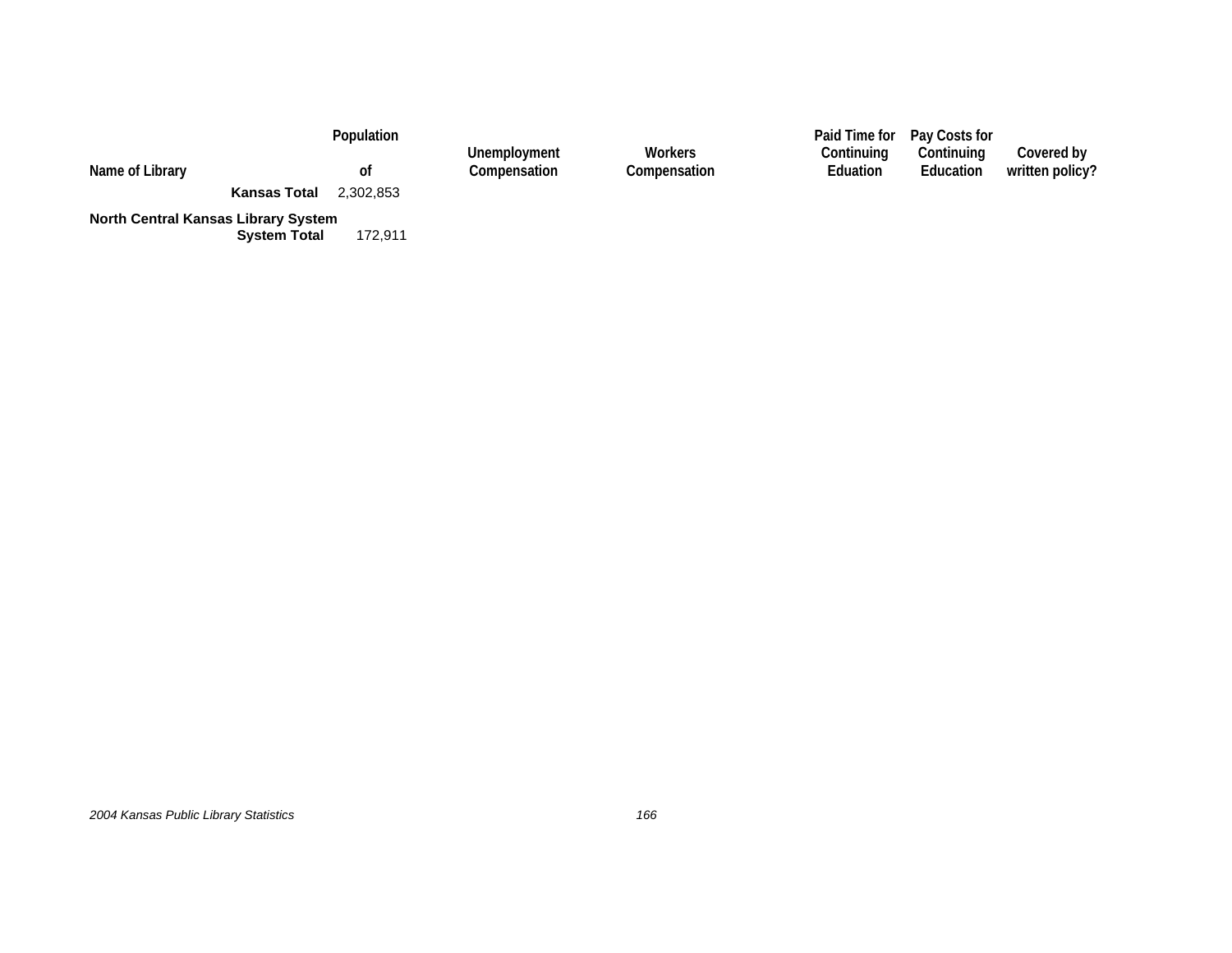| Name of Library | Population of | Unemployment Compensation | Workers Compensation | Paid Time for Continuing Eduation | Pay Costs for Continuing Education | Covered by written policy? |
|---|---|---|---|---|---|---|
| **Kansas Total** | 2,302,853 | | | | | |
| **North Central Kansas Library System** | | | | | | |
| **System Total** | 172,911 | | | | | |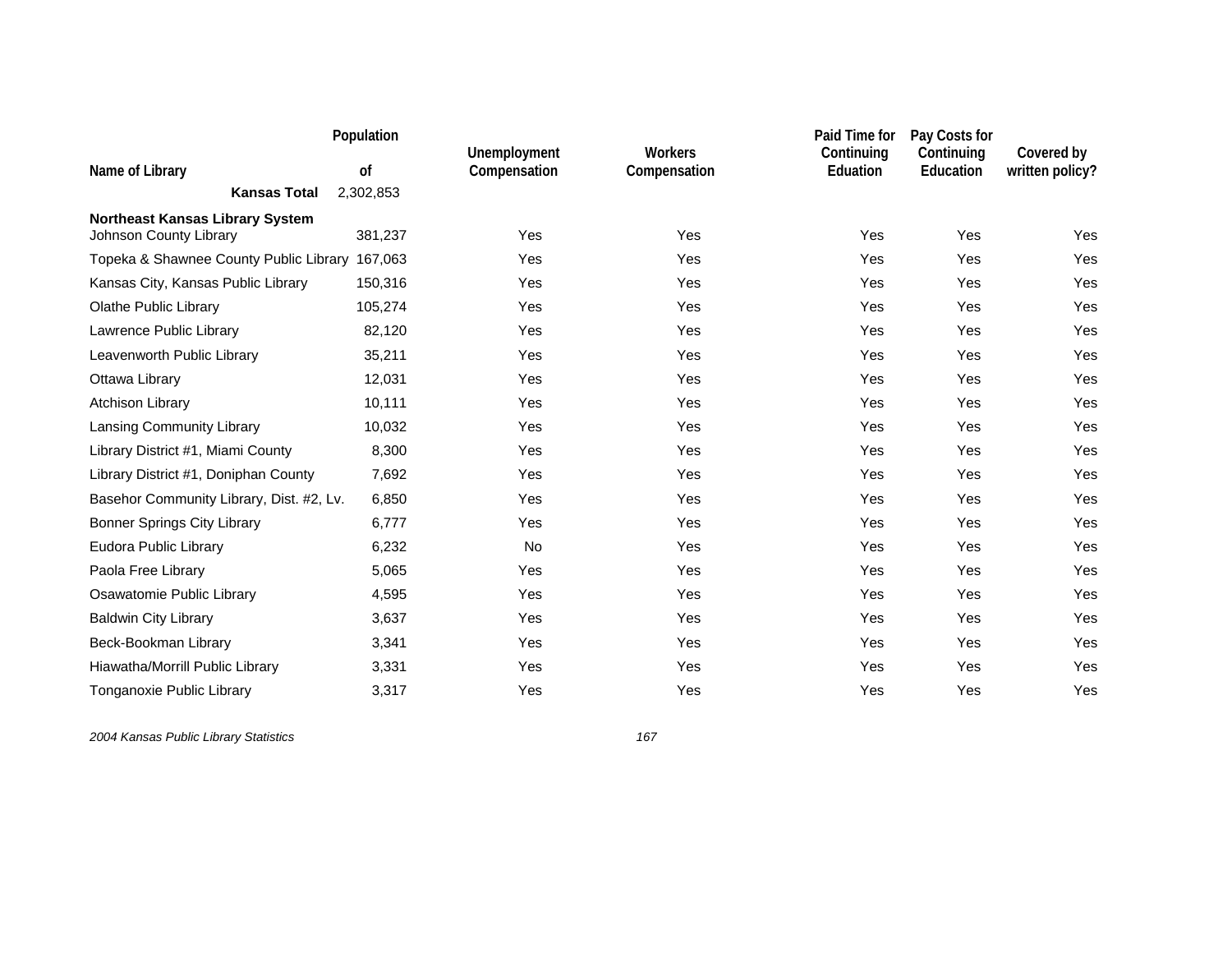| Name of Library | Population of | Unemployment Compensation | Workers Compensation | Paid Time for Continuing Eduation | Pay Costs for Continuing Education | Covered by written policy? |
|---|---|---|---|---|---|---|
| **Kansas Total** | 2,302,853 | | | | | |
| **Northeast Kansas Library System** | | | | | | |
| Johnson County Library | 381,237 | Yes | Yes | Yes | Yes | Yes |
| Topeka & Shawnee County Public Library | 167,063 | Yes | Yes | Yes | Yes | Yes |
| Kansas City, Kansas Public Library | 150,316 | Yes | Yes | Yes | Yes | Yes |
| Olathe Public Library | 105,274 | Yes | Yes | Yes | Yes | Yes |
| Lawrence Public Library | 82,120 | Yes | Yes | Yes | Yes | Yes |
| Leavenworth Public Library | 35,211 | Yes | Yes | Yes | Yes | Yes |
| Ottawa Library | 12,031 | Yes | Yes | Yes | Yes | Yes |
| Atchison Library | 10,111 | Yes | Yes | Yes | Yes | Yes |
| Lansing Community Library | 10,032 | Yes | Yes | Yes | Yes | Yes |
| Library District #1, Miami County | 8,300 | Yes | Yes | Yes | Yes | Yes |
| Library District #1, Doniphan County | 7,692 | Yes | Yes | Yes | Yes | Yes |
| Basehor Community Library, Dist. #2, Lv. | 6,850 | Yes | Yes | Yes | Yes | Yes |
| Bonner Springs City Library | 6,777 | Yes | Yes | Yes | Yes | Yes |
| Eudora Public Library | 6,232 | No | Yes | Yes | Yes | Yes |
| Paola Free Library | 5,065 | Yes | Yes | Yes | Yes | Yes |
| Osawatomie Public Library | 4,595 | Yes | Yes | Yes | Yes | Yes |
| Baldwin City Library | 3,637 | Yes | Yes | Yes | Yes | Yes |
| Beck-Bookman Library | 3,341 | Yes | Yes | Yes | Yes | Yes |
| Hiawatha/Morrill Public Library | 3,331 | Yes | Yes | Yes | Yes | Yes |
| Tonganoxie Public Library | 3,317 | Yes | Yes | Yes | Yes | Yes |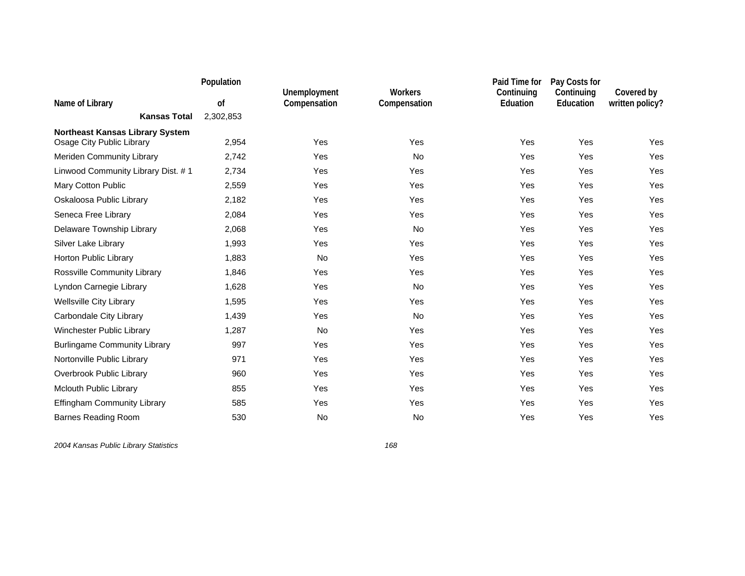| Name of Library | Population of | Unemployment Compensation | Workers Compensation | Paid Time for Continuing Eduation | Pay Costs for Continuing Education | Covered by written policy? |
|---|---|---|---|---|---|---|
| **Kansas Total** | 2,302,853 | | | | | |
| **Northeast Kansas Library System** | | | | | | |
| Osage City Public Library | 2,954 | Yes | Yes | Yes | Yes | Yes |
| Meriden Community Library | 2,742 | Yes | No | Yes | Yes | Yes |
| Linwood Community Library Dist. # 1 | 2,734 | Yes | Yes | Yes | Yes | Yes |
| Mary Cotton Public | 2,559 | Yes | Yes | Yes | Yes | Yes |
| Oskaloosa Public Library | 2,182 | Yes | Yes | Yes | Yes | Yes |
| Seneca Free Library | 2,084 | Yes | Yes | Yes | Yes | Yes |
| Delaware Township Library | 2,068 | Yes | No | Yes | Yes | Yes |
| Silver Lake Library | 1,993 | Yes | Yes | Yes | Yes | Yes |
| Horton Public Library | 1,883 | No | Yes | Yes | Yes | Yes |
| Rossville Community Library | 1,846 | Yes | Yes | Yes | Yes | Yes |
| Lyndon Carnegie Library | 1,628 | Yes | No | Yes | Yes | Yes |
| Wellsville City Library | 1,595 | Yes | Yes | Yes | Yes | Yes |
| Carbondale City Library | 1,439 | Yes | No | Yes | Yes | Yes |
| Winchester Public Library | 1,287 | No | Yes | Yes | Yes | Yes |
| Burlingame Community Library | 997 | Yes | Yes | Yes | Yes | Yes |
| Nortonville Public Library | 971 | Yes | Yes | Yes | Yes | Yes |
| Overbrook Public Library | 960 | Yes | Yes | Yes | Yes | Yes |
| Mclouth Public Library | 855 | Yes | Yes | Yes | Yes | Yes |
| Effingham Community Library | 585 | Yes | Yes | Yes | Yes | Yes |
| Barnes Reading Room | 530 | No | No | Yes | Yes | Yes |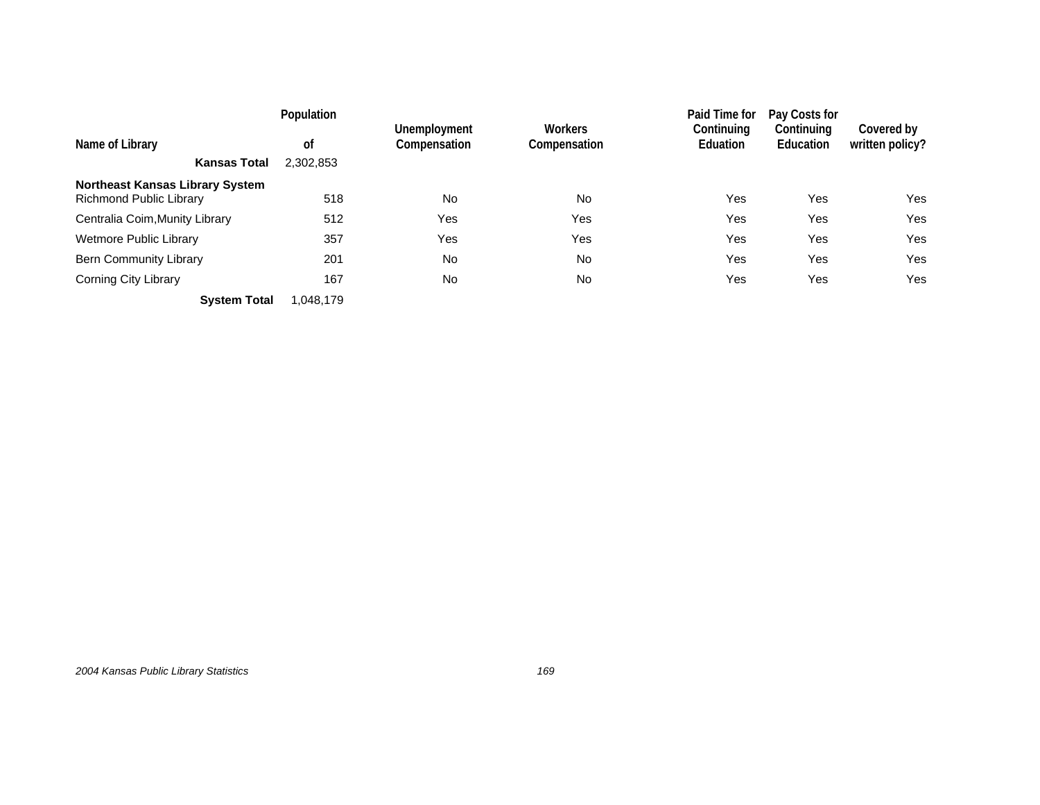| Name of Library | Population of | Unemployment Compensation | Workers Compensation | Paid Time for Continuing Eduation | Pay Costs for Continuing Education | Covered by written policy? |
|---|---|---|---|---|---|---|
| **Kansas Total** | 2,302,853 | | | | | |
| **Northeast Kansas Library System** | | | | | | |
| Richmond Public Library | 518 | No | No | Yes | Yes | Yes |
| Centralia Coim,Munity Library | 512 | Yes | Yes | Yes | Yes | Yes |
| Wetmore Public Library | 357 | Yes | Yes | Yes | Yes | Yes |
| Bern Community Library | 201 | No | No | Yes | Yes | Yes |
| Corning City Library | 167 | No | No | Yes | Yes | Yes |
| **System Total** | 1,048,179 | | | | | |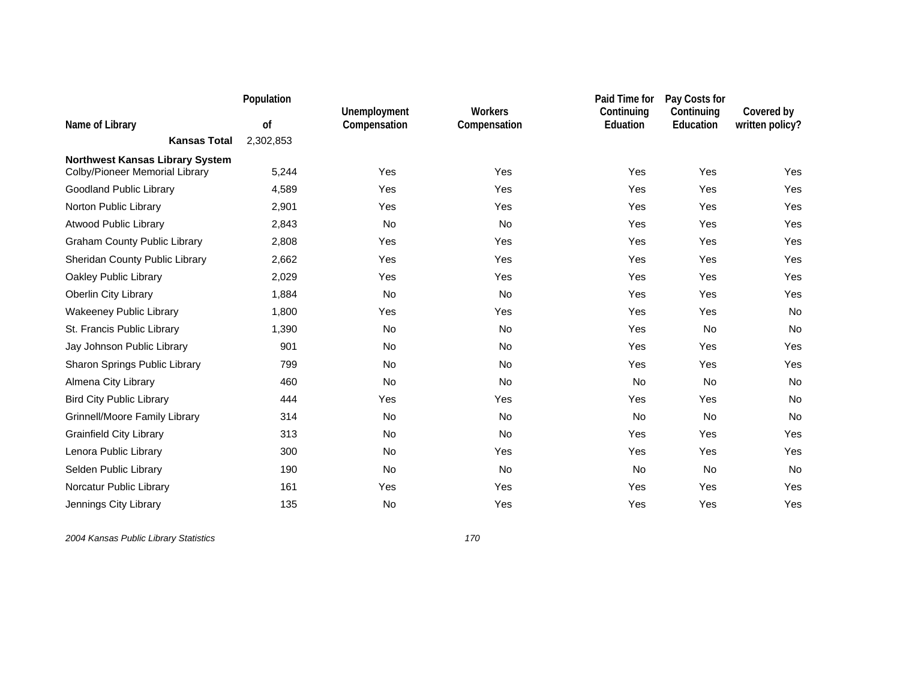| Name of Library | Population of | Unemployment Compensation | Workers Compensation | Paid Time for Continuing Eduation | Pay Costs for Continuing Education | Covered by written policy? |
|---|---|---|---|---|---|---|
| **Kansas Total** | 2,302,853 | | | | | |
| **Northwest Kansas Library System** | | | | | | |
| Colby/Pioneer Memorial Library | 5,244 | Yes | Yes | Yes | Yes | Yes |
| Goodland Public Library | 4,589 | Yes | Yes | Yes | Yes | Yes |
| Norton Public Library | 2,901 | Yes | Yes | Yes | Yes | Yes |
| Atwood Public Library | 2,843 | No | No | Yes | Yes | Yes |
| Graham County Public Library | 2,808 | Yes | Yes | Yes | Yes | Yes |
| Sheridan County Public Library | 2,662 | Yes | Yes | Yes | Yes | Yes |
| Oakley Public Library | 2,029 | Yes | Yes | Yes | Yes | Yes |
| Oberlin City Library | 1,884 | No | No | Yes | Yes | Yes |
| Wakeeney Public Library | 1,800 | Yes | Yes | Yes | Yes | No |
| St. Francis Public Library | 1,390 | No | No | Yes | No | No |
| Jay Johnson Public Library | 901 | No | No | Yes | Yes | Yes |
| Sharon Springs Public Library | 799 | No | No | Yes | Yes | Yes |
| Almena City Library | 460 | No | No | No | No | No |
| Bird City Public Library | 444 | Yes | Yes | Yes | Yes | No |
| Grinnell/Moore Family Library | 314 | No | No | No | No | No |
| Grainfield City Library | 313 | No | No | Yes | Yes | Yes |
| Lenora Public Library | 300 | No | Yes | Yes | Yes | Yes |
| Selden Public Library | 190 | No | No | No | No | No |
| Norcatur Public Library | 161 | Yes | Yes | Yes | Yes | Yes |
| Jennings City Library | 135 | No | Yes | Yes | Yes | Yes |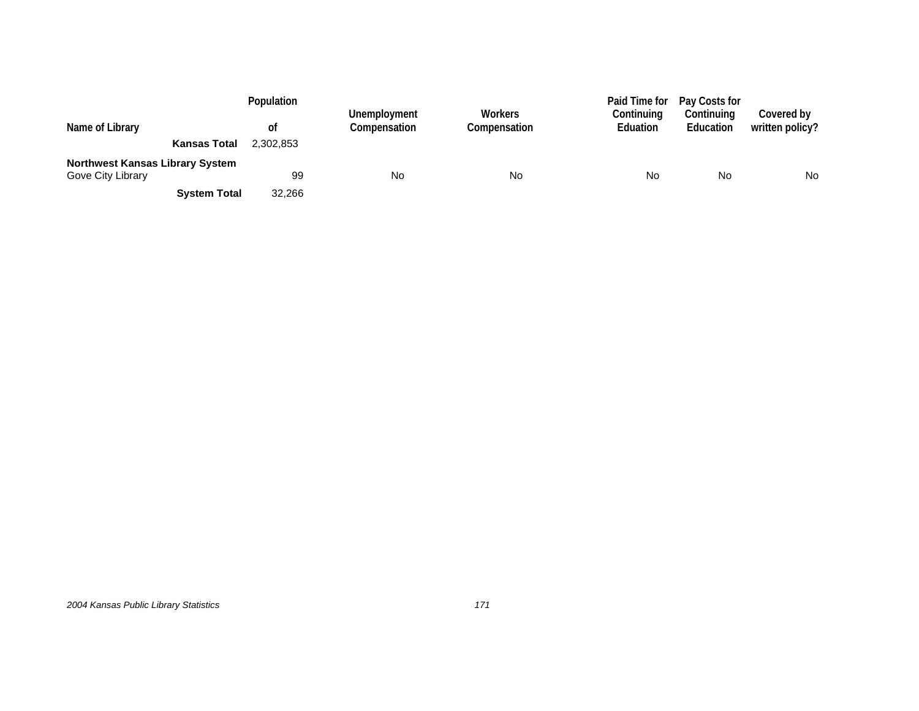| Name of Library | Population of | Unemployment Compensation | Workers Compensation | Paid Time for Continuing Eduation | Pay Costs for Continuing Education | Covered by written policy? |
|---|---|---|---|---|---|---|
| **Kansas Total** | 2,302,853 | | | | | |
| **Northwest Kansas Library System** | | | | | | |
| Gove City Library | 99 | No | No | No | No | No |
| **System Total** | 32,266 | | | | | |

*2004 Kansas Public Library Statistics*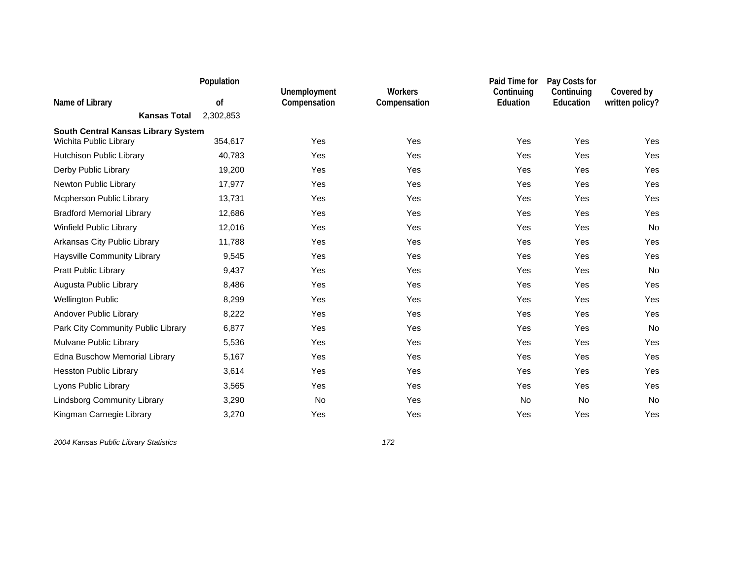| Name of Library | Population of | Unemployment Compensation | Workers Compensation | Paid Time for Continuing Eduation | Pay Costs for Continuing Education | Covered by written policy? |
|---|---|---|---|---|---|---|
| **Kansas Total** | 2,302,853 | | | | | |
| **South Central Kansas Library System** | | | | | | |
| Wichita Public Library | 354,617 | Yes | Yes | Yes | Yes | Yes |
| Hutchison Public Library | 40,783 | Yes | Yes | Yes | Yes | Yes |
| Derby Public Library | 19,200 | Yes | Yes | Yes | Yes | Yes |
| Newton Public Library | 17,977 | Yes | Yes | Yes | Yes | Yes |
| Mcpherson Public Library | 13,731 | Yes | Yes | Yes | Yes | Yes |
| Bradford Memorial Library | 12,686 | Yes | Yes | Yes | Yes | Yes |
| Winfield Public Library | 12,016 | Yes | Yes | Yes | Yes | No |
| Arkansas City Public Library | 11,788 | Yes | Yes | Yes | Yes | Yes |
| Haysville Community Library | 9,545 | Yes | Yes | Yes | Yes | Yes |
| Pratt Public Library | 9,437 | Yes | Yes | Yes | Yes | No |
| Augusta Public Library | 8,486 | Yes | Yes | Yes | Yes | Yes |
| Wellington Public | 8,299 | Yes | Yes | Yes | Yes | Yes |
| Andover Public Library | 8,222 | Yes | Yes | Yes | Yes | Yes |
| Park City Community Public Library | 6,877 | Yes | Yes | Yes | Yes | No |
| Mulvane Public Library | 5,536 | Yes | Yes | Yes | Yes | Yes |
| Edna Buschow Memorial Library | 5,167 | Yes | Yes | Yes | Yes | Yes |
| Hesston Public Library | 3,614 | Yes | Yes | Yes | Yes | Yes |
| Lyons Public Library | 3,565 | Yes | Yes | Yes | Yes | Yes |
| Lindsborg Community Library | 3,290 | No | Yes | No | No | No |
| Kingman Carnegie Library | 3,270 | Yes | Yes | Yes | Yes | Yes |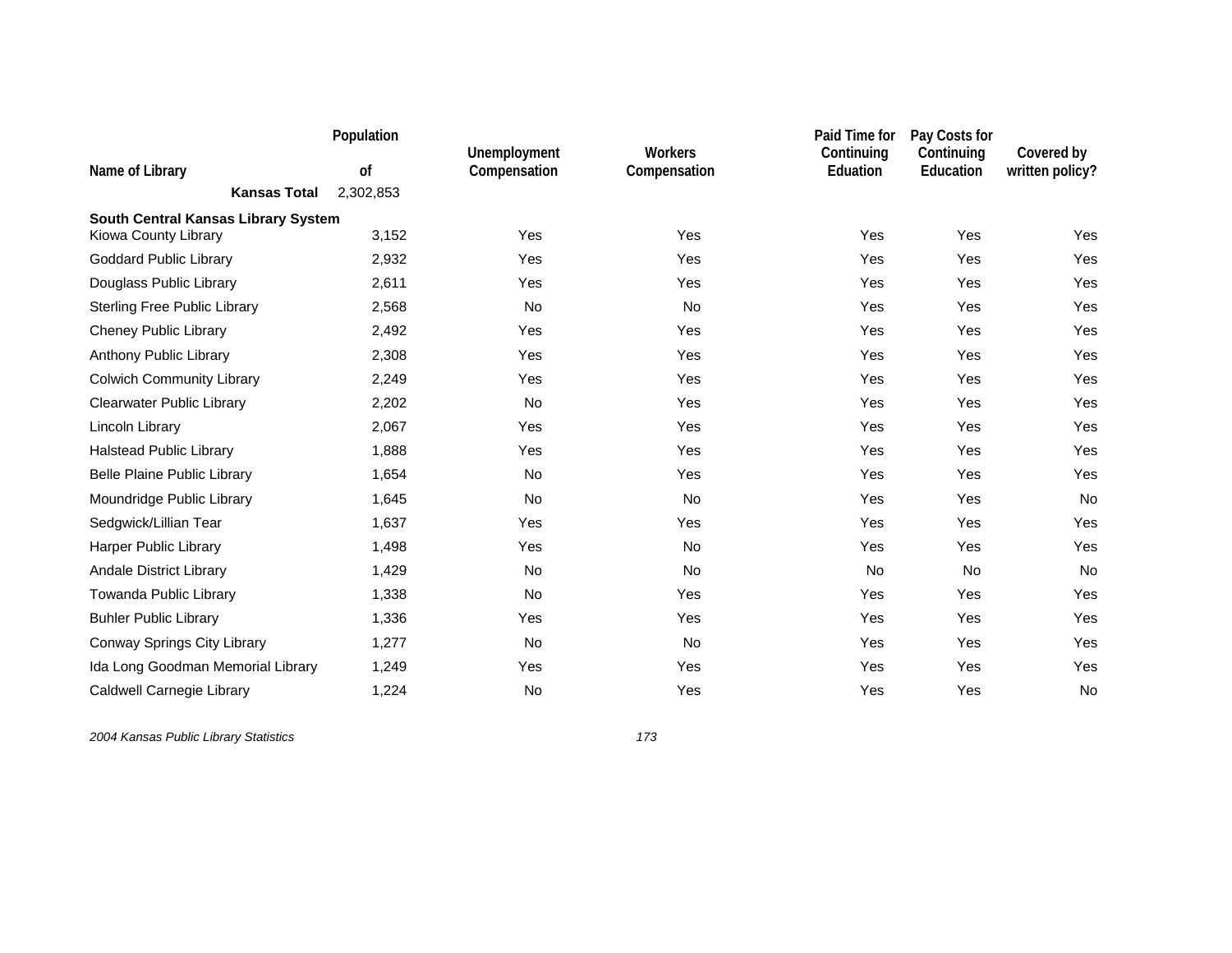| Name of Library | Population of | Unemployment Compensation | Workers Compensation | Paid Time for Continuing Eduation | Pay Costs for Continuing Education | Covered by written policy? |
|---|---|---|---|---|---|---|
| **Kansas Total** | 2,302,853 | | | | | |
| **South Central Kansas Library System** | | | | | | |
| Kiowa County Library | 3,152 | Yes | Yes | Yes | Yes | Yes |
| Goddard Public Library | 2,932 | Yes | Yes | Yes | Yes | Yes |
| Douglass Public Library | 2,611 | Yes | Yes | Yes | Yes | Yes |
| Sterling Free Public Library | 2,568 | No | No | Yes | Yes | Yes |
| Cheney Public Library | 2,492 | Yes | Yes | Yes | Yes | Yes |
| Anthony Public Library | 2,308 | Yes | Yes | Yes | Yes | Yes |
| Colwich Community Library | 2,249 | Yes | Yes | Yes | Yes | Yes |
| Clearwater Public Library | 2,202 | No | Yes | Yes | Yes | Yes |
| Lincoln Library | 2,067 | Yes | Yes | Yes | Yes | Yes |
| Halstead Public Library | 1,888 | Yes | Yes | Yes | Yes | Yes |
| Belle Plaine Public Library | 1,654 | No | Yes | Yes | Yes | Yes |
| Moundridge Public Library | 1,645 | No | No | Yes | Yes | No |
| Sedgwick/Lillian Tear | 1,637 | Yes | Yes | Yes | Yes | Yes |
| Harper Public Library | 1,498 | Yes | No | Yes | Yes | Yes |
| Andale District Library | 1,429 | No | No | No | No | No |
| Towanda Public Library | 1,338 | No | Yes | Yes | Yes | Yes |
| Buhler Public Library | 1,336 | Yes | Yes | Yes | Yes | Yes |
| Conway Springs City Library | 1,277 | No | No | Yes | Yes | Yes |
| Ida Long Goodman Memorial Library | 1,249 | Yes | Yes | Yes | Yes | Yes |
| Caldwell Carnegie Library | 1,224 | No | Yes | Yes | Yes | No |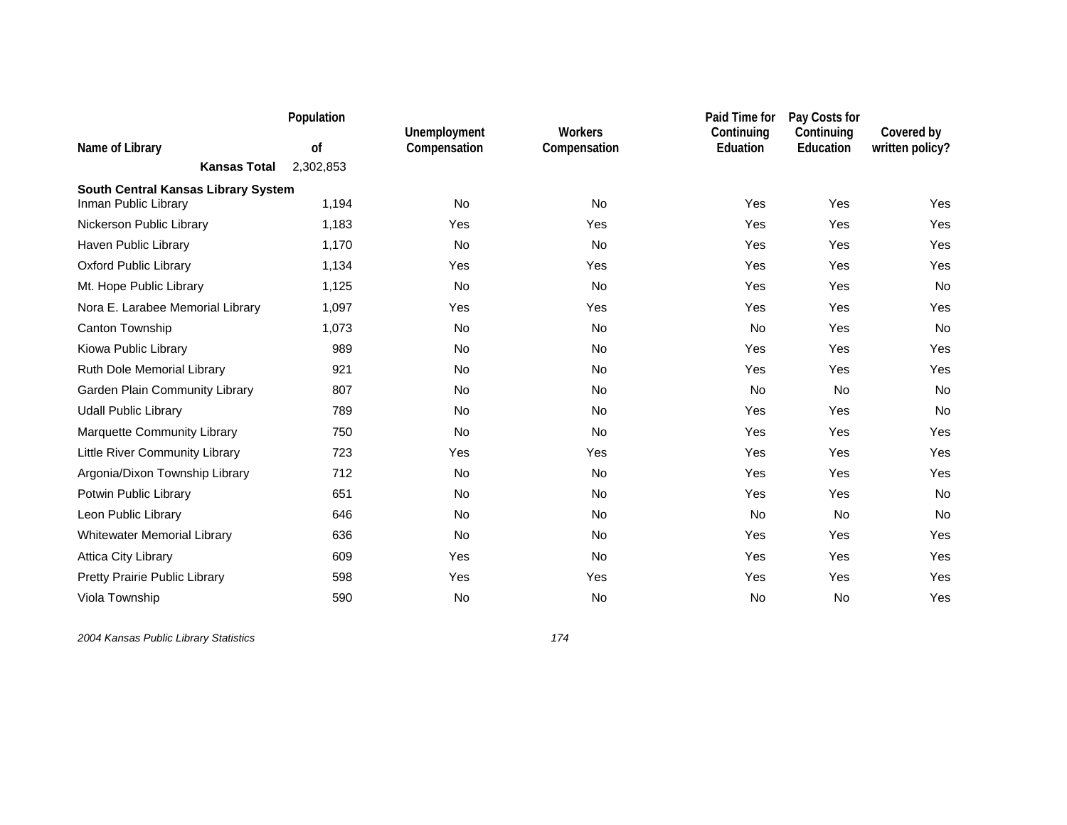| Name of Library | Population of | Unemployment Compensation | Workers Compensation | Paid Time for Continuing Eduation | Pay Costs for Continuing Education | Covered by written policy? |
|---|---|---|---|---|---|---|
| **Kansas Total** | 2,302,853 | | | | | |
| **South Central Kansas Library System** | | | | | | |
| Inman Public Library | 1,194 | No | No | Yes | Yes | Yes |
| Nickerson Public Library | 1,183 | Yes | Yes | Yes | Yes | Yes |
| Haven Public Library | 1,170 | No | No | Yes | Yes | Yes |
| Oxford Public Library | 1,134 | Yes | Yes | Yes | Yes | Yes |
| Mt. Hope Public Library | 1,125 | No | No | Yes | Yes | No |
| Nora E. Larabee Memorial Library | 1,097 | Yes | Yes | Yes | Yes | Yes |
| Canton Township | 1,073 | No | No | No | Yes | No |
| Kiowa Public Library | 989 | No | No | Yes | Yes | Yes |
| Ruth Dole Memorial Library | 921 | No | No | Yes | Yes | Yes |
| Garden Plain Community Library | 807 | No | No | No | No | No |
| Udall Public Library | 789 | No | No | Yes | Yes | No |
| Marquette Community Library | 750 | No | No | Yes | Yes | Yes |
| Little River Community Library | 723 | Yes | Yes | Yes | Yes | Yes |
| Argonia/Dixon Township Library | 712 | No | No | Yes | Yes | Yes |
| Potwin Public Library | 651 | No | No | Yes | Yes | No |
| Leon Public Library | 646 | No | No | No | No | No |
| Whitewater Memorial Library | 636 | No | No | Yes | Yes | Yes |
| Attica City Library | 609 | Yes | No | Yes | Yes | Yes |
| Pretty Prairie Public Library | 598 | Yes | Yes | Yes | Yes | Yes |
| Viola Township | 590 | No | No | No | No | Yes |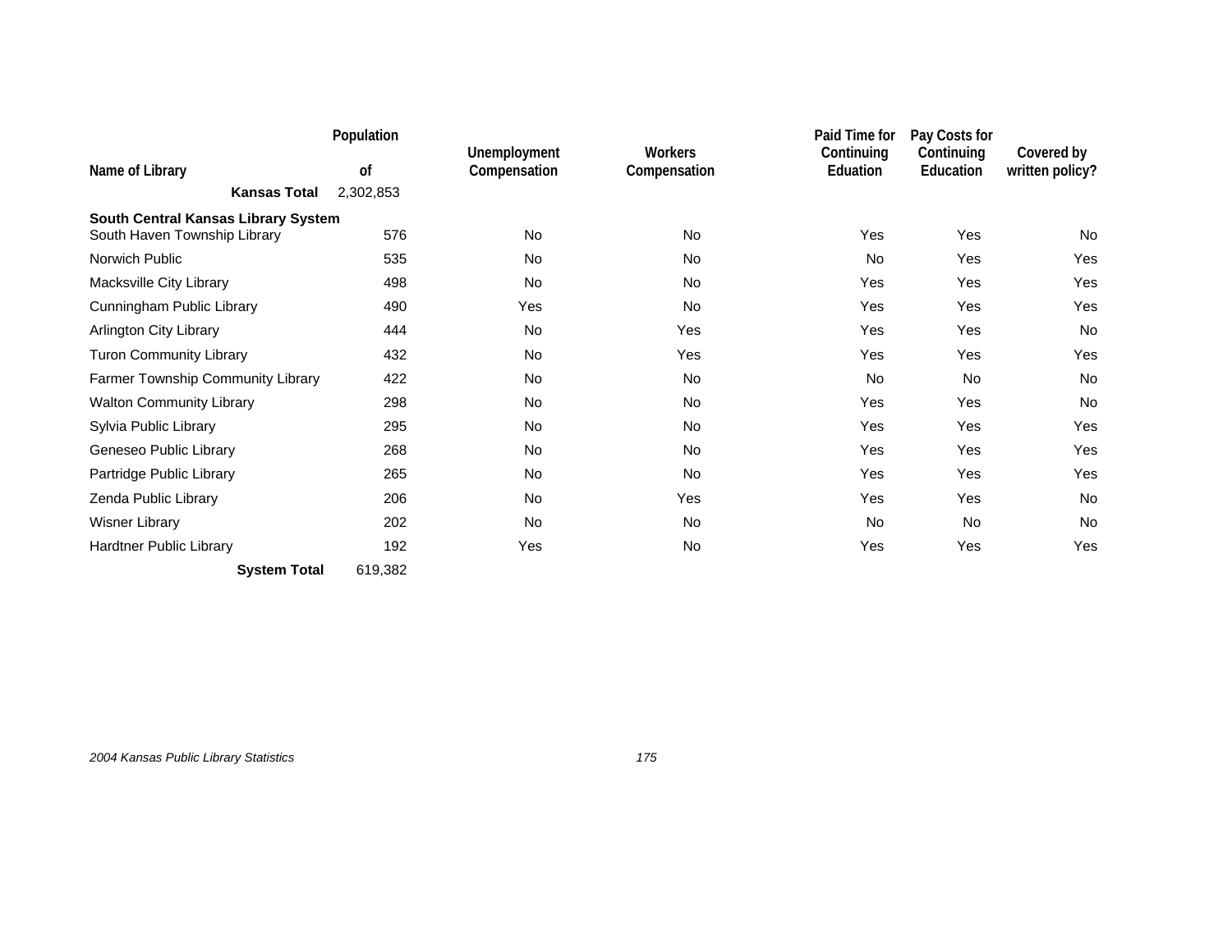| Name of Library | Population of | Unemployment Compensation | Workers Compensation | Paid Time for Continuing Eduation | Pay Costs for Continuing Education | Covered by written policy? |
|---|---|---|---|---|---|---|
| **Kansas Total** | 2,302,853 | | | | | |
| **South Central Kansas Library System** | | | | | | |
| South Haven Township Library | 576 | No | No | Yes | Yes | No |
| Norwich Public | 535 | No | No | No | Yes | Yes |
| Macksville City Library | 498 | No | No | Yes | Yes | Yes |
| Cunningham Public Library | 490 | Yes | No | Yes | Yes | Yes |
| Arlington City Library | 444 | No | Yes | Yes | Yes | No |
| Turon Community Library | 432 | No | Yes | Yes | Yes | Yes |
| Farmer Township Community Library | 422 | No | No | No | No | No |
| Walton Community Library | 298 | No | No | Yes | Yes | No |
| Sylvia Public Library | 295 | No | No | Yes | Yes | Yes |
| Geneseo Public Library | 268 | No | No | Yes | Yes | Yes |
| Partridge Public Library | 265 | No | No | Yes | Yes | Yes |
| Zenda Public Library | 206 | No | Yes | Yes | Yes | No |
| Wisner Library | 202 | No | No | No | No | No |
| Hardtner Public Library | 192 | Yes | No | Yes | Yes | Yes |
| **System Total** | 619,382 | | | | | |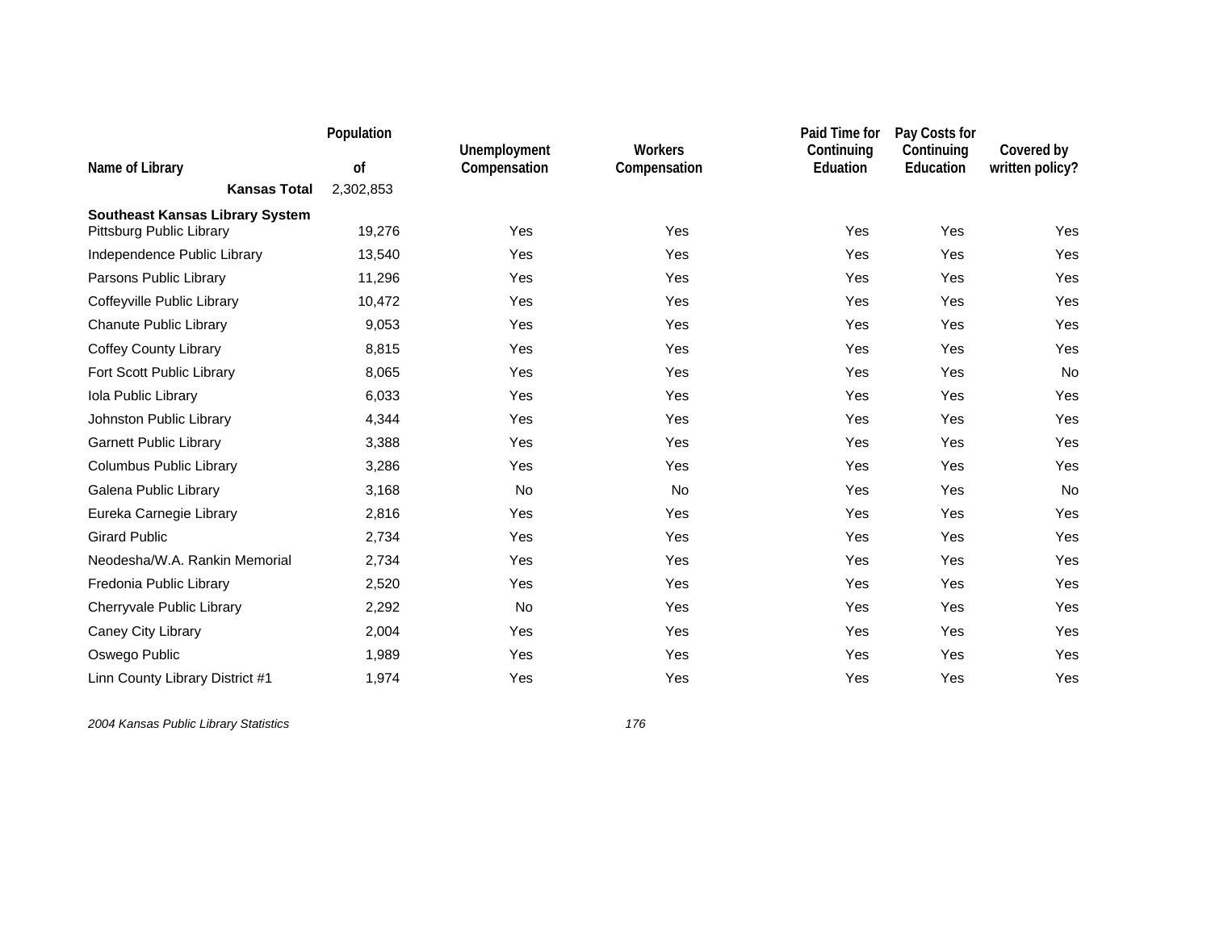| Name of Library | Population of | Unemployment Compensation | Workers Compensation | Paid Time for Continuing Eduation | Pay Costs for Continuing Education | Covered by written policy? |
|---|---|---|---|---|---|---|
| **Kansas Total** | 2,302,853 | | | | | |
| **Southeast Kansas Library System** | | | | | | |
| Pittsburg Public Library | 19,276 | Yes | Yes | Yes | Yes | Yes |
| Independence Public Library | 13,540 | Yes | Yes | Yes | Yes | Yes |
| Parsons Public Library | 11,296 | Yes | Yes | Yes | Yes | Yes |
| Coffeyville Public Library | 10,472 | Yes | Yes | Yes | Yes | Yes |
| Chanute Public Library | 9,053 | Yes | Yes | Yes | Yes | Yes |
| Coffey County Library | 8,815 | Yes | Yes | Yes | Yes | Yes |
| Fort Scott Public Library | 8,065 | Yes | Yes | Yes | Yes | No |
| Iola Public Library | 6,033 | Yes | Yes | Yes | Yes | Yes |
| Johnston Public Library | 4,344 | Yes | Yes | Yes | Yes | Yes |
| Garnett Public Library | 3,388 | Yes | Yes | Yes | Yes | Yes |
| Columbus Public Library | 3,286 | Yes | Yes | Yes | Yes | Yes |
| Galena Public Library | 3,168 | No | No | Yes | Yes | No |
| Eureka Carnegie Library | 2,816 | Yes | Yes | Yes | Yes | Yes |
| Girard Public | 2,734 | Yes | Yes | Yes | Yes | Yes |
| Neodesha/W.A. Rankin Memorial | 2,734 | Yes | Yes | Yes | Yes | Yes |
| Fredonia Public Library | 2,520 | Yes | Yes | Yes | Yes | Yes |
| Cherryvale Public Library | 2,292 | No | Yes | Yes | Yes | Yes |
| Caney City Library | 2,004 | Yes | Yes | Yes | Yes | Yes |
| Oswego Public | 1,989 | Yes | Yes | Yes | Yes | Yes |
| Linn County Library District #1 | 1,974 | Yes | Yes | Yes | Yes | Yes |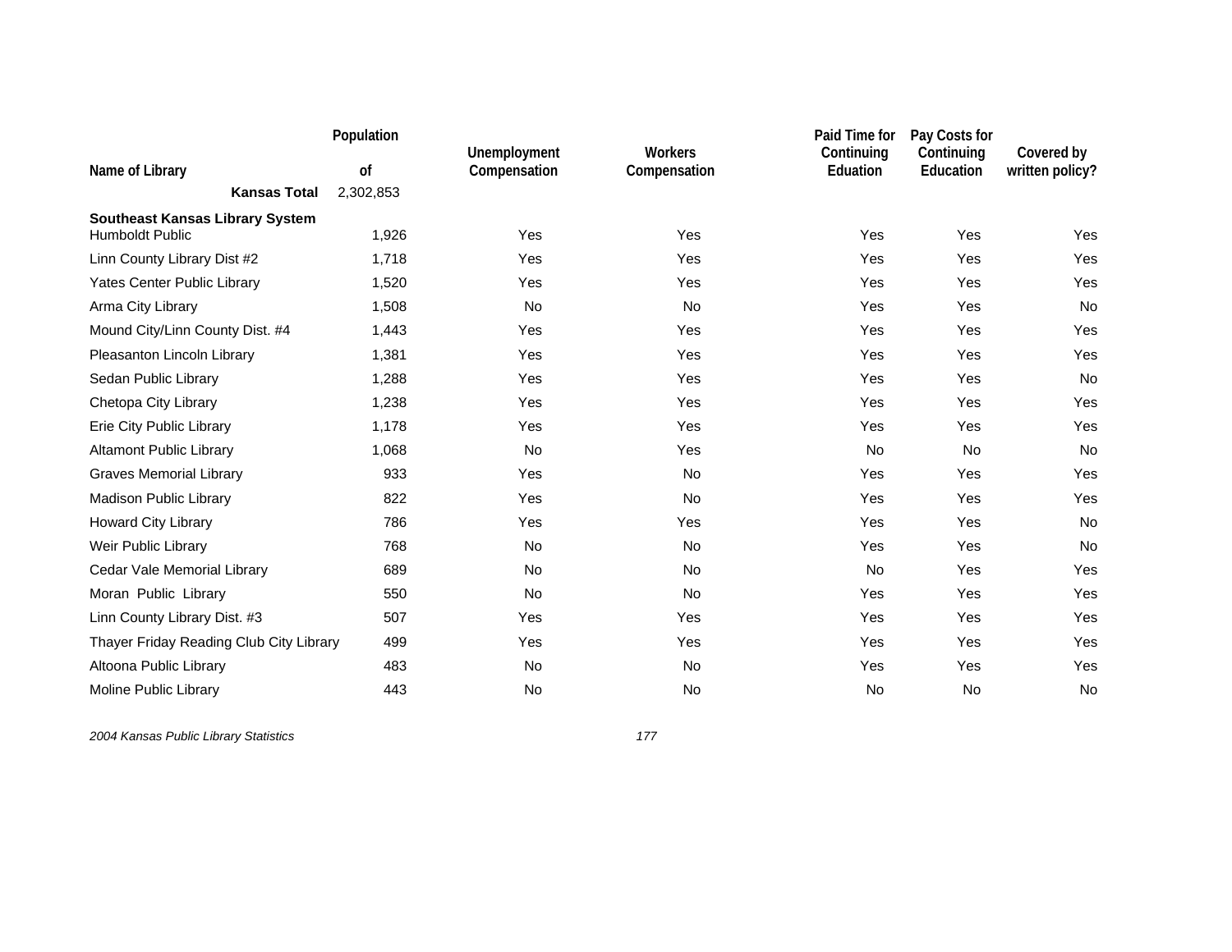| Name of Library | Population of | Unemployment Compensation | Workers Compensation | Paid Time for Continuing Eduation | Pay Costs for Continuing Education | Covered by written policy? |
|---|---|---|---|---|---|---|
| **Kansas Total** | 2,302,853 | | | | | |
| **Southeast Kansas Library System** | | | | | | |
| Humboldt Public | 1,926 | Yes | Yes | Yes | Yes | Yes |
| Linn County Library Dist #2 | 1,718 | Yes | Yes | Yes | Yes | Yes |
| Yates Center Public Library | 1,520 | Yes | Yes | Yes | Yes | Yes |
| Arma City Library | 1,508 | No | No | Yes | Yes | No |
| Mound City/Linn County Dist. #4 | 1,443 | Yes | Yes | Yes | Yes | Yes |
| Pleasanton Lincoln Library | 1,381 | Yes | Yes | Yes | Yes | Yes |
| Sedan Public Library | 1,288 | Yes | Yes | Yes | Yes | No |
| Chetopa City Library | 1,238 | Yes | Yes | Yes | Yes | Yes |
| Erie City Public Library | 1,178 | Yes | Yes | Yes | Yes | Yes |
| Altamont Public Library | 1,068 | No | Yes | No | No | No |
| Graves Memorial Library | 933 | Yes | No | Yes | Yes | Yes |
| Madison Public Library | 822 | Yes | No | Yes | Yes | Yes |
| Howard City Library | 786 | Yes | Yes | Yes | Yes | No |
| Weir Public Library | 768 | No | No | Yes | Yes | No |
| Cedar Vale Memorial Library | 689 | No | No | No | Yes | Yes |
| Moran Public Library | 550 | No | No | Yes | Yes | Yes |
| Linn County Library Dist. #3 | 507 | Yes | Yes | Yes | Yes | Yes |
| Thayer Friday Reading Club City Library | 499 | Yes | Yes | Yes | Yes | Yes |
| Altoona Public Library | 483 | No | No | Yes | Yes | Yes |
| Moline Public Library | 443 | No | No | No | No | No |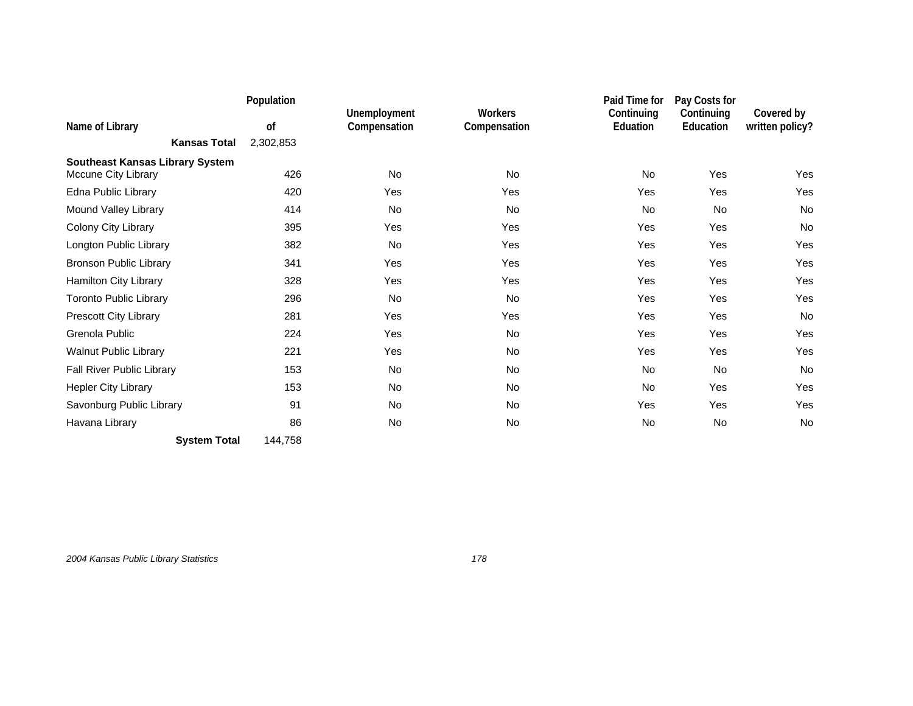| Name of Library | Population of | Unemployment Compensation | Workers Compensation | Paid Time for Continuing Eduation | Pay Costs for Continuing Education | Covered by written policy? |
|---|---|---|---|---|---|---|
| **Kansas Total** | 2,302,853 | | | | | |
| **Southeast Kansas Library System** | | | | | | |
| Mccune City Library | 426 | No | No | No | Yes | Yes |
| Edna Public Library | 420 | Yes | Yes | Yes | Yes | Yes |
| Mound Valley Library | 414 | No | No | No | No | No |
| Colony City Library | 395 | Yes | Yes | Yes | Yes | No |
| Longton Public Library | 382 | No | Yes | Yes | Yes | Yes |
| Bronson Public Library | 341 | Yes | Yes | Yes | Yes | Yes |
| Hamilton City Library | 328 | Yes | Yes | Yes | Yes | Yes |
| Toronto Public Library | 296 | No | No | Yes | Yes | Yes |
| Prescott City Library | 281 | Yes | Yes | Yes | Yes | No |
| Grenola Public | 224 | Yes | No | Yes | Yes | Yes |
| Walnut Public Library | 221 | Yes | No | Yes | Yes | Yes |
| Fall River Public Library | 153 | No | No | No | No | No |
| Hepler City Library | 153 | No | No | No | Yes | Yes |
| Savonburg Public Library | 91 | No | No | Yes | Yes | Yes |
| Havana Library | 86 | No | No | No | No | No |
| **System Total** | 144,758 | | | | | |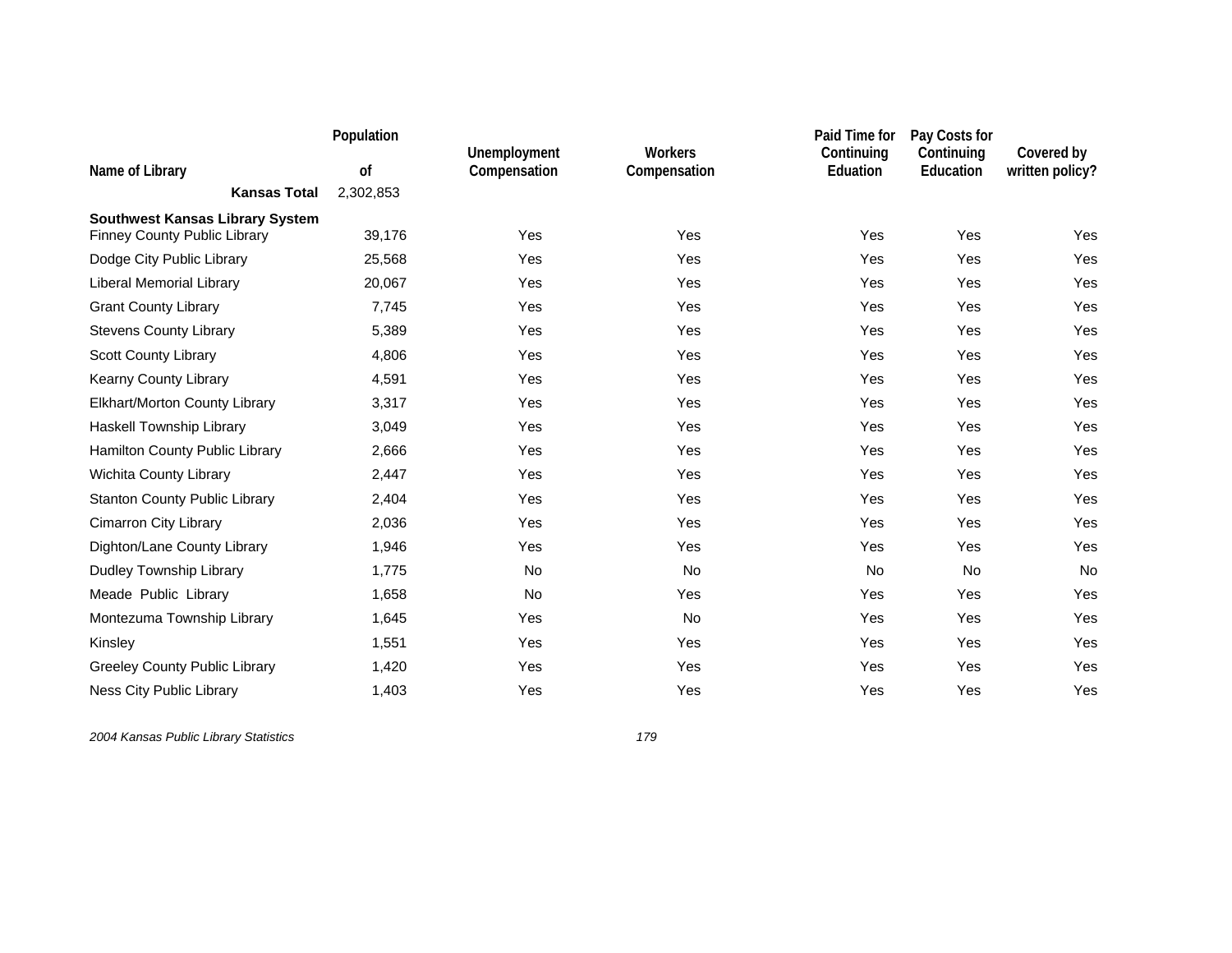| Name of Library | Population of | Unemployment Compensation | Workers Compensation | Paid Time for Continuing Eduation | Pay Costs for Continuing Education | Covered by written policy? |
|---|---|---|---|---|---|---|
| **Kansas Total** | 2,302,853 | | | | | |
| **Southwest Kansas Library System** | | | | | | |
| Finney County Public Library | 39,176 | Yes | Yes | Yes | Yes | Yes |
| Dodge City Public Library | 25,568 | Yes | Yes | Yes | Yes | Yes |
| Liberal Memorial Library | 20,067 | Yes | Yes | Yes | Yes | Yes |
| Grant County Library | 7,745 | Yes | Yes | Yes | Yes | Yes |
| Stevens County Library | 5,389 | Yes | Yes | Yes | Yes | Yes |
| Scott County Library | 4,806 | Yes | Yes | Yes | Yes | Yes |
| Kearny County Library | 4,591 | Yes | Yes | Yes | Yes | Yes |
| Elkhart/Morton County Library | 3,317 | Yes | Yes | Yes | Yes | Yes |
| Haskell Township Library | 3,049 | Yes | Yes | Yes | Yes | Yes |
| Hamilton County Public Library | 2,666 | Yes | Yes | Yes | Yes | Yes |
| Wichita County Library | 2,447 | Yes | Yes | Yes | Yes | Yes |
| Stanton County Public Library | 2,404 | Yes | Yes | Yes | Yes | Yes |
| Cimarron City Library | 2,036 | Yes | Yes | Yes | Yes | Yes |
| Dighton/Lane County Library | 1,946 | Yes | Yes | Yes | Yes | Yes |
| Dudley Township Library | 1,775 | No | No | No | No | No |
| Meade Public Library | 1,658 | No | Yes | Yes | Yes | Yes |
| Montezuma Township Library | 1,645 | Yes | No | Yes | Yes | Yes |
| Kinsley | 1,551 | Yes | Yes | Yes | Yes | Yes |
| Greeley County Public Library | 1,420 | Yes | Yes | Yes | Yes | Yes |
| Ness City Public Library | 1,403 | Yes | Yes | Yes | Yes | Yes |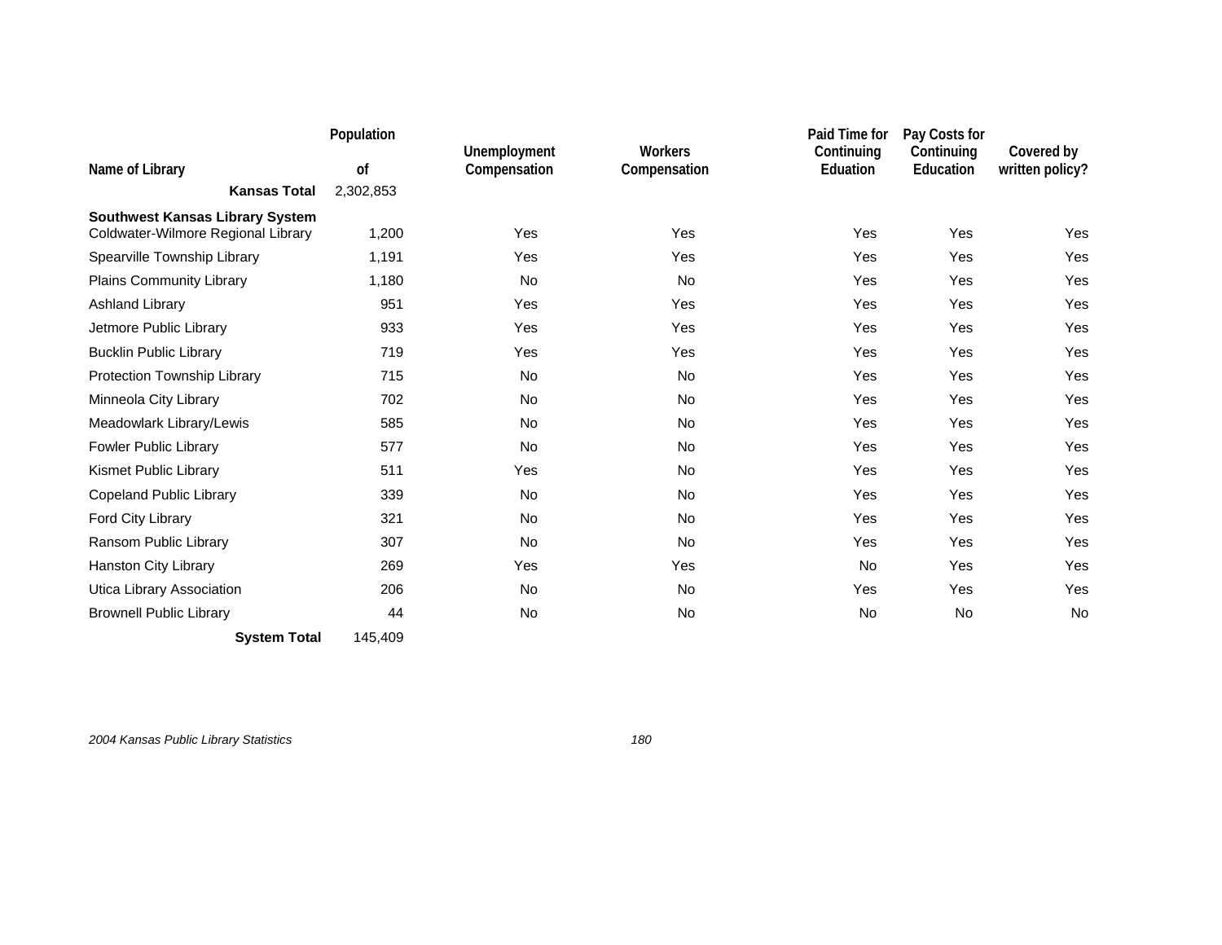| Name of Library | Population of | Unemployment Compensation | Workers Compensation | Paid Time for Continuing Eduation | Pay Costs for Continuing Education | Covered by written policy? |
|---|---|---|---|---|---|---|
| **Kansas Total** | 2,302,853 | | | | | |
| **Southwest Kansas Library System** | | | | | | |
| Coldwater-Wilmore Regional Library | 1,200 | Yes | Yes | Yes | Yes | Yes |
| Spearville Township Library | 1,191 | Yes | Yes | Yes | Yes | Yes |
| Plains Community Library | 1,180 | No | No | Yes | Yes | Yes |
| Ashland Library | 951 | Yes | Yes | Yes | Yes | Yes |
| Jetmore Public Library | 933 | Yes | Yes | Yes | Yes | Yes |
| Bucklin Public Library | 719 | Yes | Yes | Yes | Yes | Yes |
| Protection Township Library | 715 | No | No | Yes | Yes | Yes |
| Minneola City Library | 702 | No | No | Yes | Yes | Yes |
| Meadowlark Library/Lewis | 585 | No | No | Yes | Yes | Yes |
| Fowler Public Library | 577 | No | No | Yes | Yes | Yes |
| Kismet Public Library | 511 | Yes | No | Yes | Yes | Yes |
| Copeland Public Library | 339 | No | No | Yes | Yes | Yes |
| Ford City Library | 321 | No | No | Yes | Yes | Yes |
| Ransom Public Library | 307 | No | No | Yes | Yes | Yes |
| Hanston City Library | 269 | Yes | Yes | No | Yes | Yes |
| Utica Library Association | 206 | No | No | Yes | Yes | Yes |
| Brownell Public Library | 44 | No | No | No | No | No |
| **System Total** | 145,409 | | | | | |

*2004 Kansas Public Library Statistics*